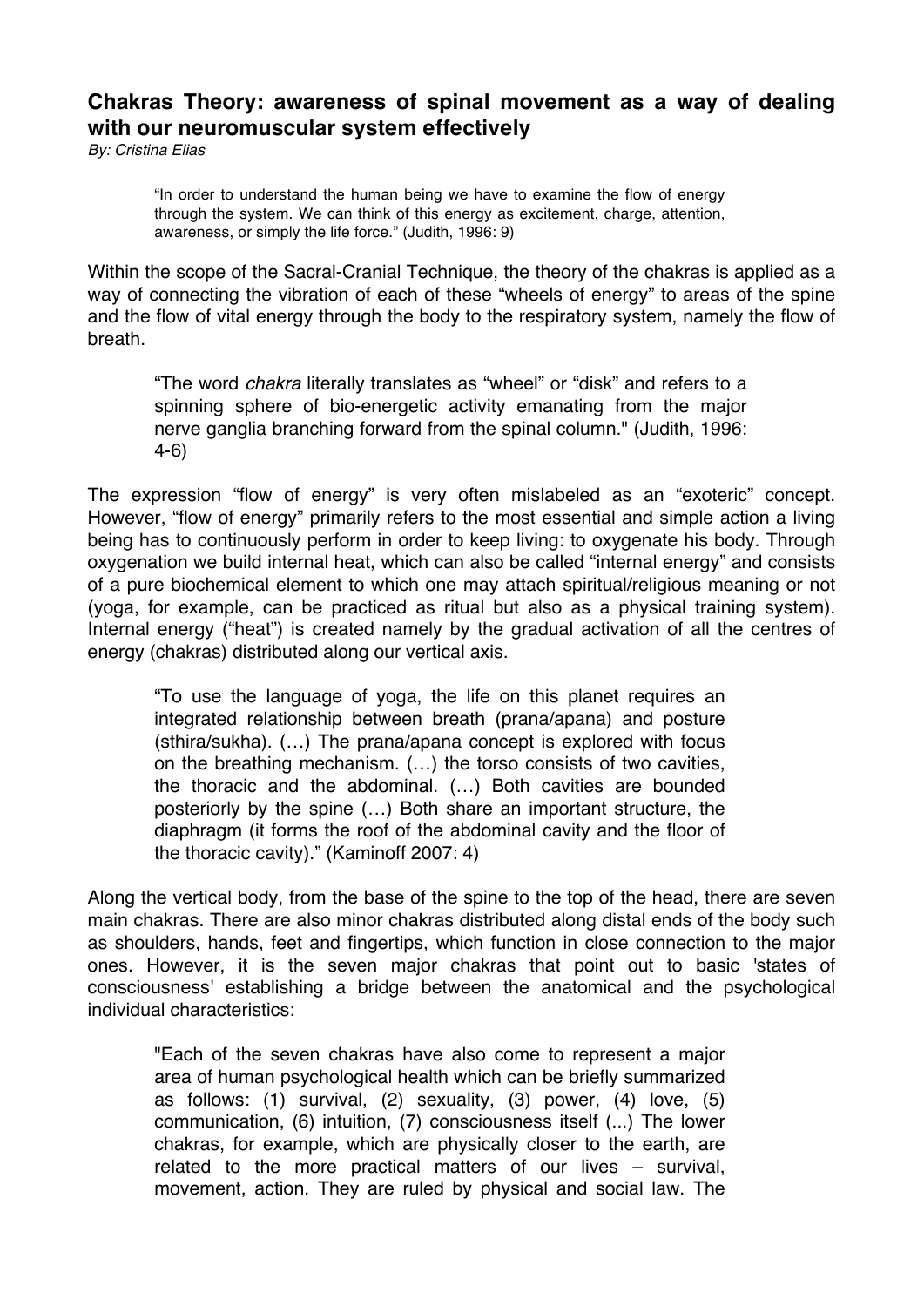## Chakras Theory: awareness of spinal movement as a way of dealing with our neuromuscular system effectively

*By: Cristina Elias*

> "In order to understand the human being we have to examine the flow of energy through the system. We can think of this energy as excitement, charge, attention, awareness, or simply the life force." (Judith, 1996: 9)

Within the scope of the Sacral-Cranial Technique, the theory of the chakras is applied as a way of connecting the vibration of each of these "wheels of energy" to areas of the spine and the flow of vital energy through the body to the respiratory system, namely the flow of breath.

> "The word *chakra* literally translates as "wheel" or "disk" and refers to a spinning sphere of bio-energetic activity emanating from the major nerve ganglia branching forward from the spinal column." (Judith, 1996: 4-6)

The expression "flow of energy" is very often mislabeled as an "exoteric" concept. However, "flow of energy" primarily refers to the most essential and simple action a living being has to continuously perform in order to keep living: to oxygenate his body. Through oxygenation we build internal heat, which can also be called "internal energy" and consists of a pure biochemical element to which one may attach spiritual/religious meaning or not (yoga, for example, can be practiced as ritual but also as a physical training system). Internal energy ("heat") is created namely by the gradual activation of all the centres of energy (chakras) distributed along our vertical axis.

> "To use the language of yoga, the life on this planet requires an integrated relationship between breath (prana/apana) and posture (sthira/sukha). (…) The prana/apana concept is explored with focus on the breathing mechanism. (…) the torso consists of two cavities, the thoracic and the abdominal. (…) Both cavities are bounded posteriorly by the spine (…) Both share an important structure, the diaphragm (it forms the roof of the abdominal cavity and the floor of the thoracic cavity)." (Kaminoff 2007: 4)

Along the vertical body, from the base of the spine to the top of the head, there are seven main chakras. There are also minor chakras distributed along distal ends of the body such as shoulders, hands, feet and fingertips, which function in close connection to the major ones. However, it is the seven major chakras that point out to basic 'states of consciousness' establishing a bridge between the anatomical and the psychological individual characteristics:

> "Each of the seven chakras have also come to represent a major area of human psychological health which can be briefly summarized as follows: (1) survival, (2) sexuality, (3) power, (4) love, (5) communication, (6) intuition, (7) consciousness itself (...) The lower chakras, for example, which are physically closer to the earth, are related to the more practical matters of our lives – survival, movement, action. They are ruled by physical and social law. The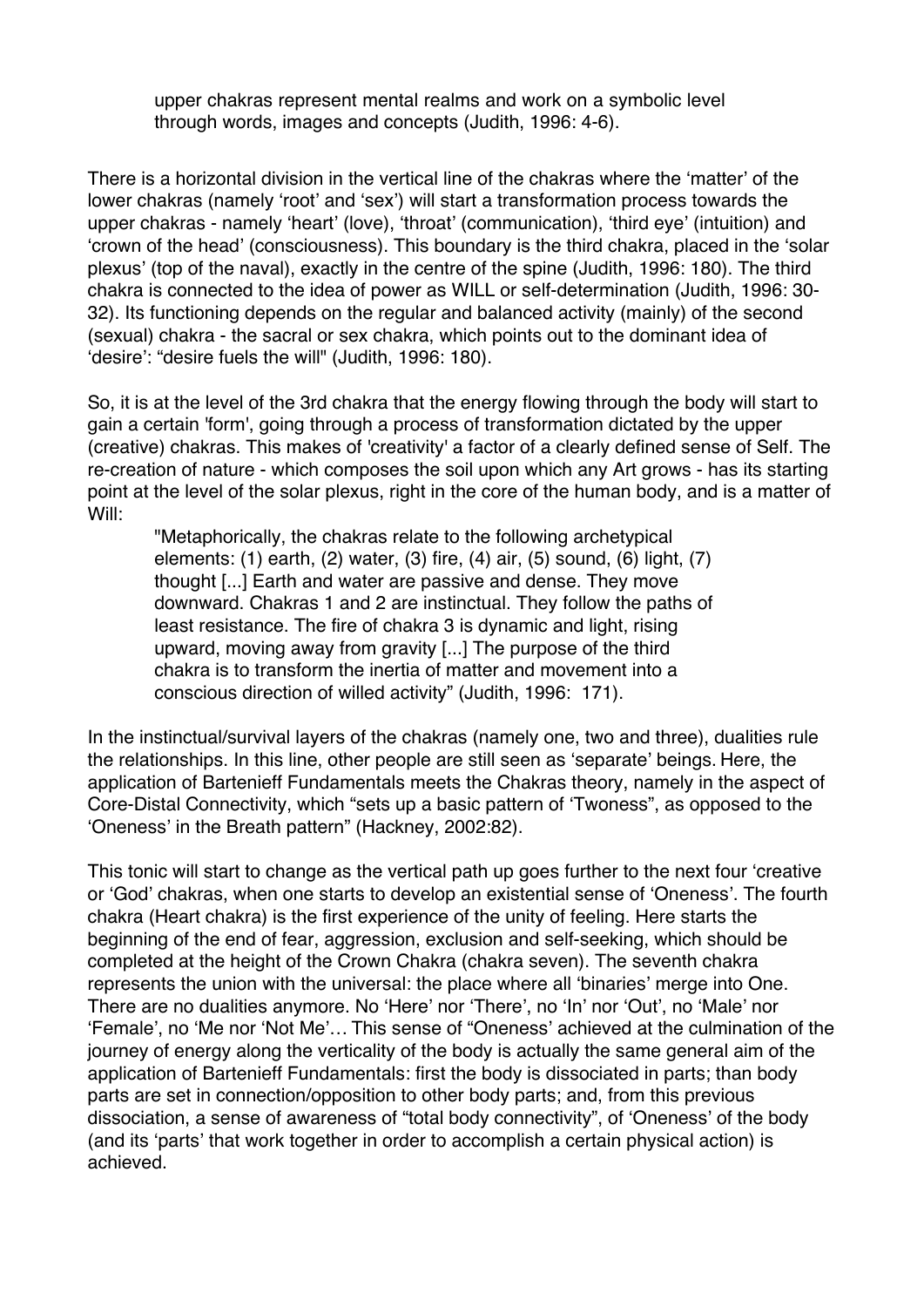> upper chakras represent mental realms and work on a symbolic level through words, images and concepts (Judith, 1996: 4-6).

There is a horizontal division in the vertical line of the chakras where the 'matter' of the lower chakras (namely 'root' and 'sex') will start a transformation process towards the upper chakras - namely 'heart' (love), 'throat' (communication), 'third eye' (intuition) and 'crown of the head' (consciousness). This boundary is the third chakra, placed in the 'solar plexus' (top of the naval), exactly in the centre of the spine (Judith, 1996: 180). The third chakra is connected to the idea of power as WILL or self-determination (Judith, 1996: 30-32). Its functioning depends on the regular and balanced activity (mainly) of the second (sexual) chakra - the sacral or sex chakra, which points out to the dominant idea of 'desire': "desire fuels the will" (Judith, 1996: 180).

So, it is at the level of the 3rd chakra that the energy flowing through the body will start to gain a certain 'form', going through a process of transformation dictated by the upper (creative) chakras. This makes of 'creativity' a factor of a clearly defined sense of Self. The re-creation of nature - which composes the soil upon which any Art grows - has its starting point at the level of the solar plexus, right in the core of the human body, and is a matter of Will:

> "Metaphorically, the chakras relate to the following archetypical elements: (1) earth, (2) water, (3) fire, (4) air, (5) sound, (6) light, (7) thought [...] Earth and water are passive and dense. They move downward. Chakras 1 and 2 are instinctual. They follow the paths of least resistance. The fire of chakra 3 is dynamic and light, rising upward, moving away from gravity [...] The purpose of the third chakra is to transform the inertia of matter and movement into a conscious direction of willed activity" (Judith, 1996: 171).

In the instinctual/survival layers of the chakras (namely one, two and three), dualities rule the relationships. In this line, other people are still seen as 'separate' beings. Here, the application of Bartenieff Fundamentals meets the Chakras theory, namely in the aspect of Core-Distal Connectivity, which "sets up a basic pattern of 'Twoness", as opposed to the 'Oneness' in the Breath pattern" (Hackney, 2002:82).

This tonic will start to change as the vertical path up goes further to the next four 'creative or 'God' chakras, when one starts to develop an existential sense of 'Oneness'. The fourth chakra (Heart chakra) is the first experience of the unity of feeling. Here starts the beginning of the end of fear, aggression, exclusion and self-seeking, which should be completed at the height of the Crown Chakra (chakra seven). The seventh chakra represents the union with the universal: the place where all 'binaries' merge into One. There are no dualities anymore. No 'Here' nor 'There', no 'In' nor 'Out', no 'Male' nor 'Female', no 'Me nor 'Not Me'… This sense of "Oneness' achieved at the culmination of the journey of energy along the verticality of the body is actually the same general aim of the application of Bartenieff Fundamentals: first the body is dissociated in parts; than body parts are set in connection/opposition to other body parts; and, from this previous dissociation, a sense of awareness of "total body connectivity", of 'Oneness' of the body (and its 'parts' that work together in order to accomplish a certain physical action) is achieved.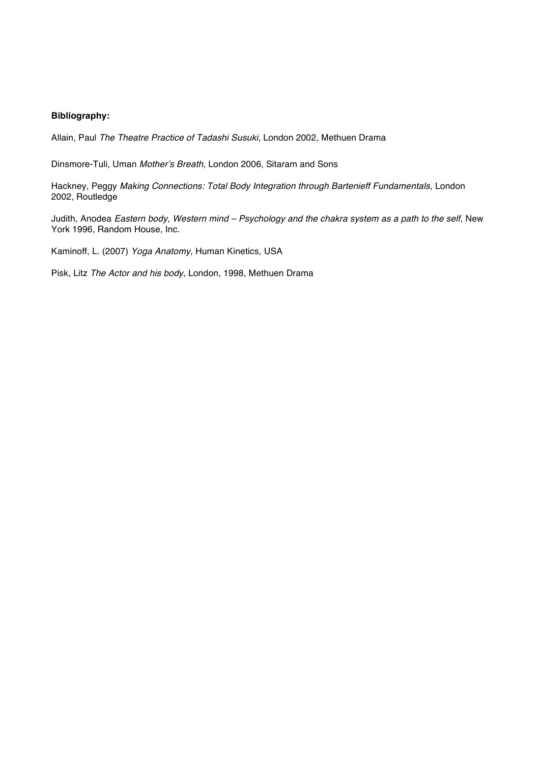**Bibliography:**

Allain, Paul *The Theatre Practice of Tadashi Susuki*, London 2002, Methuen Drama

Dinsmore-Tuli, Uman *Mother's Breath*, London 2006, Sitaram and Sons

Hackney, Peggy *Making Connections: Total Body Integration through Bartenieff Fundamentals*, London 2002, Routledge

Judith, Anodea *Eastern body, Western mind – Psychology and the chakra system as a path to the self*, New York 1996, Random House, Inc.

Kaminoff, L. (2007) *Yoga Anatomy,* Human Kinetics, USA

Pisk, Litz *The Actor and his body*, London, 1998, Methuen Drama